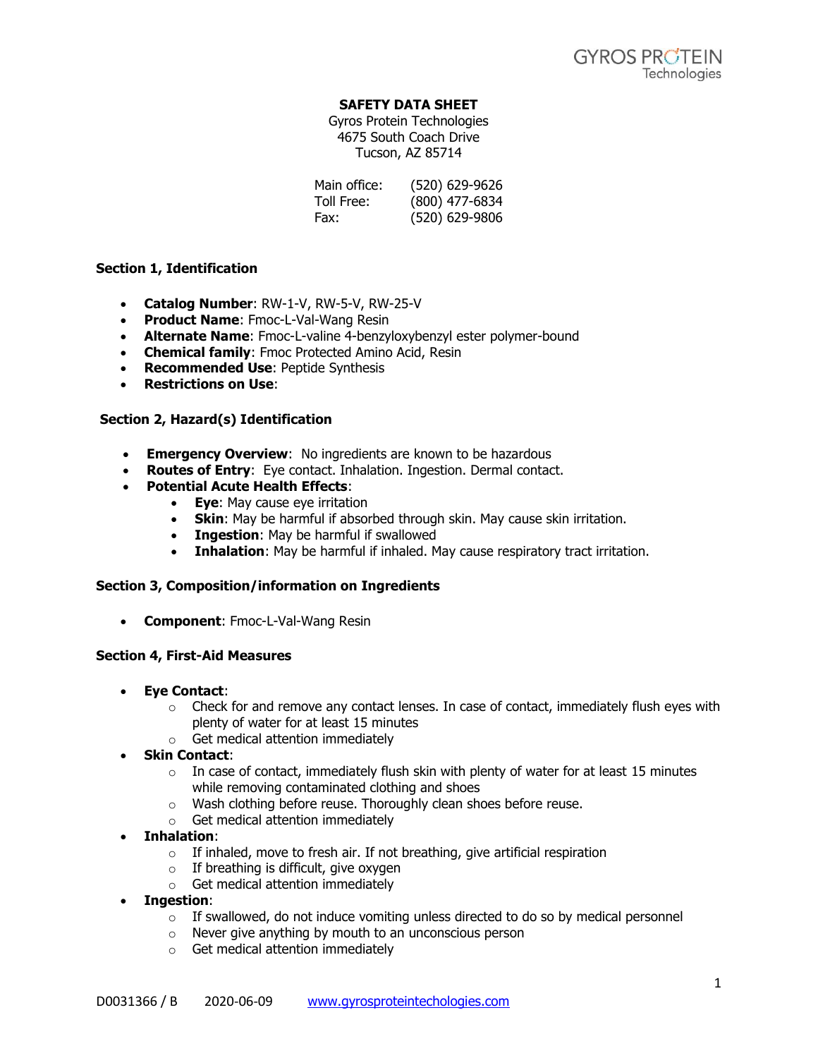**SAFETY DATA SHEET**

Gyros Protein Technologies
4675 South Coach Drive
Tucson, AZ 85714

Main office: (520) 629-9626
Toll Free: (800) 477-6834
Fax: (520) 629-9806

### Section 1, Identification

- **Catalog Number**: RW-1-V, RW-5-V, RW-25-V
- **Product Name**: Fmoc-L-Val-Wang Resin
- **Alternate Name**: Fmoc-L-valine 4-benzyloxybenzyl ester polymer-bound
- **Chemical family**: Fmoc Protected Amino Acid, Resin
- **Recommended Use**: Peptide Synthesis
- **Restrictions on Use**:

### Section 2, Hazard(s) Identification

- **Emergency Overview**: No ingredients are known to be hazardous
- **Routes of Entry**: Eye contact. Inhalation. Ingestion. Dermal contact.
- **Potential Acute Health Effects**:
  - **Eye**: May cause eye irritation
  - **Skin**: May be harmful if absorbed through skin. May cause skin irritation.
  - **Ingestion**: May be harmful if swallowed
  - **Inhalation**: May be harmful if inhaled. May cause respiratory tract irritation.

### Section 3, Composition/information on Ingredients

- **Component**: Fmoc-L-Val-Wang Resin

### Section 4, First-Aid Measures

- **Eye Contact**:
  - Check for and remove any contact lenses. In case of contact, immediately flush eyes with plenty of water for at least 15 minutes
  - Get medical attention immediately
- **Skin Contact**:
  - In case of contact, immediately flush skin with plenty of water for at least 15 minutes while removing contaminated clothing and shoes
  - Wash clothing before reuse. Thoroughly clean shoes before reuse.
  - Get medical attention immediately
- **Inhalation**:
  - If inhaled, move to fresh air. If not breathing, give artificial respiration
  - If breathing is difficult, give oxygen
  - Get medical attention immediately
- **Ingestion**:
  - If swallowed, do not induce vomiting unless directed to do so by medical personnel
  - Never give anything by mouth to an unconscious person
  - Get medical attention immediately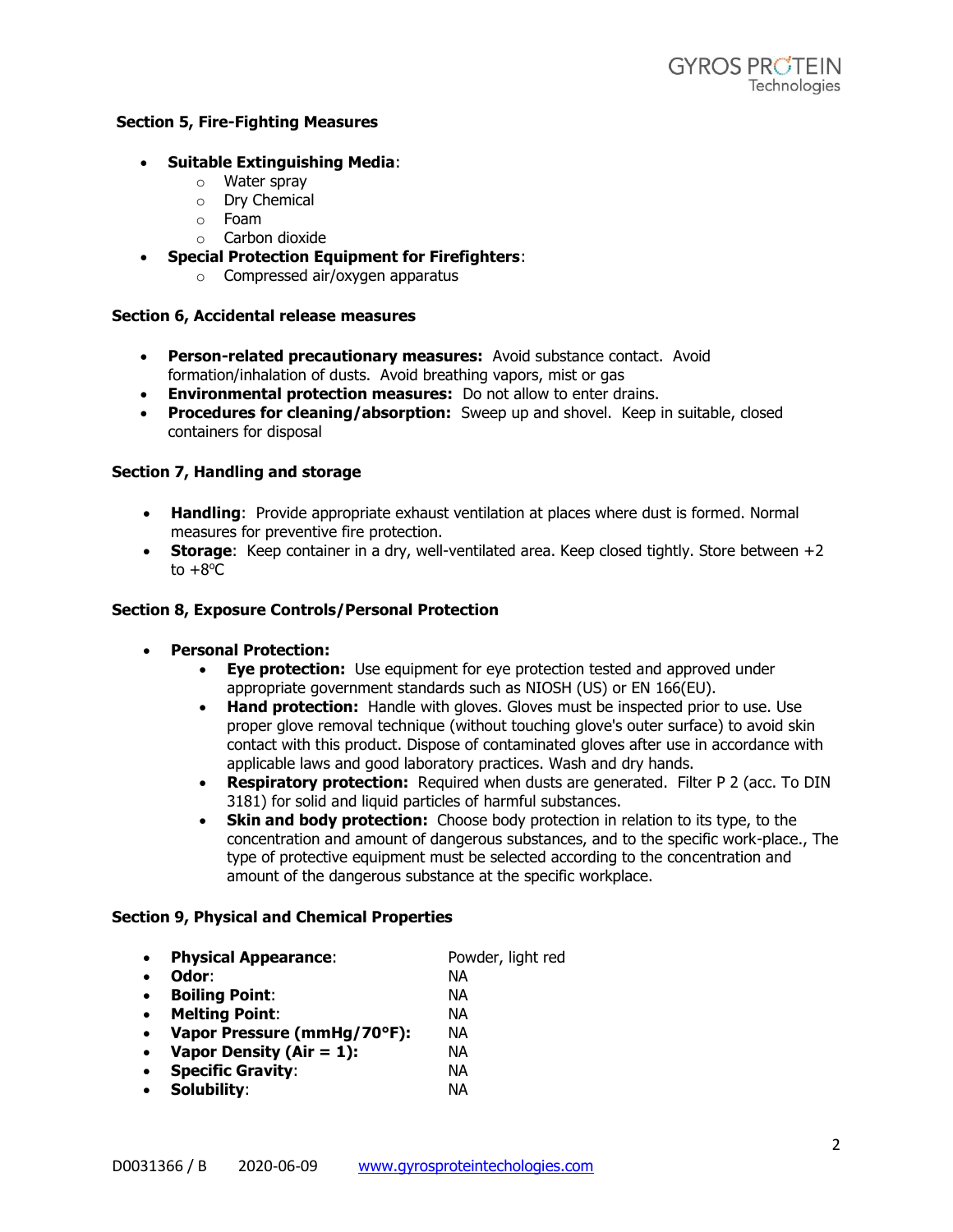**Section 5, Fire-Fighting Measures**

- **Suitable Extinguishing Media**:
  - Water spray
  - Dry Chemical
  - Foam
  - Carbon dioxide
- **Special Protection Equipment for Firefighters**:
  - Compressed air/oxygen apparatus

**Section 6, Accidental release measures**

- **Person-related precautionary measures:** Avoid substance contact. Avoid formation/inhalation of dusts. Avoid breathing vapors, mist or gas
- **Environmental protection measures:** Do not allow to enter drains.
- **Procedures for cleaning/absorption:** Sweep up and shovel. Keep in suitable, closed containers for disposal

**Section 7, Handling and storage**

- **Handling**: Provide appropriate exhaust ventilation at places where dust is formed. Normal measures for preventive fire protection.
- **Storage**: Keep container in a dry, well-ventilated area. Keep closed tightly. Store between +2 to +8ºC

**Section 8, Exposure Controls/Personal Protection**

- **Personal Protection:**
  - **Eye protection:** Use equipment for eye protection tested and approved under appropriate government standards such as NIOSH (US) or EN 166(EU).
  - **Hand protection:** Handle with gloves. Gloves must be inspected prior to use. Use proper glove removal technique (without touching glove's outer surface) to avoid skin contact with this product. Dispose of contaminated gloves after use in accordance with applicable laws and good laboratory practices. Wash and dry hands.
  - **Respiratory protection:** Required when dusts are generated. Filter P 2 (acc. To DIN 3181) for solid and liquid particles of harmful substances.
  - **Skin and body protection:** Choose body protection in relation to its type, to the concentration and amount of dangerous substances, and to the specific work-place., The type of protective equipment must be selected according to the concentration and amount of the dangerous substance at the specific workplace.

**Section 9, Physical and Chemical Properties**

- **Physical Appearance**: Powder, light red
- **Odor**: NA
- **Boiling Point**: NA
- **Melting Point**: NA
- **Vapor Pressure (mmHg/70°F):** NA
- **Vapor Density (Air = 1):** NA
- **Specific Gravity**: NA
- **Solubility**: NA

D0031366 / B 2020-06-09 www.gyrosproteintechologies.com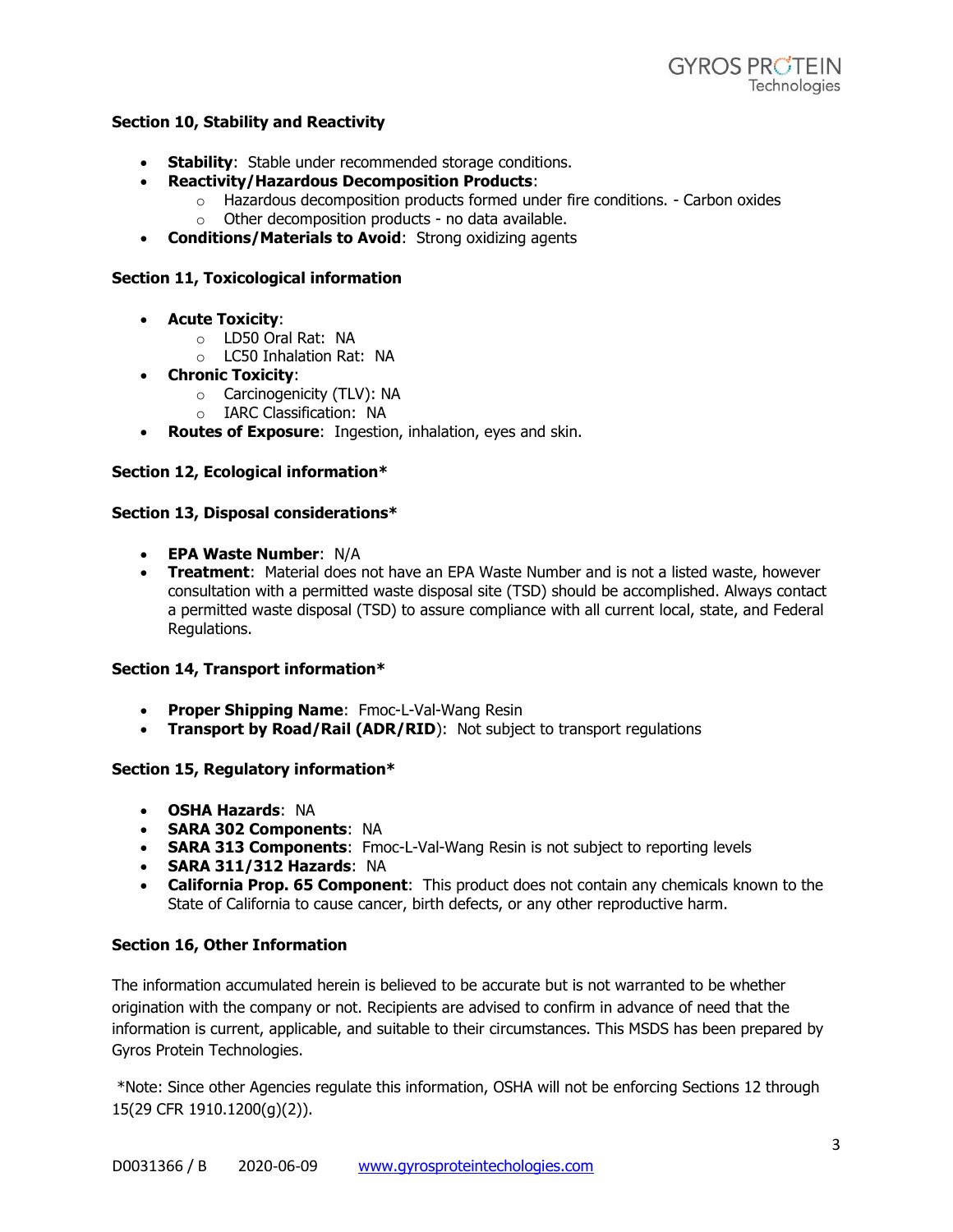### Section 10, Stability and Reactivity

- **Stability**: Stable under recommended storage conditions.
- **Reactivity/Hazardous Decomposition Products**:
  - Hazardous decomposition products formed under fire conditions. - Carbon oxides
  - Other decomposition products - no data available.
- **Conditions/Materials to Avoid**: Strong oxidizing agents

### Section 11, Toxicological information

- **Acute Toxicity**:
  - LD50 Oral Rat: NA
  - LC50 Inhalation Rat: NA
- **Chronic Toxicity**:
  - Carcinogenicity (TLV): NA
  - IARC Classification: NA
- **Routes of Exposure**: Ingestion, inhalation, eyes and skin.

### Section 12, Ecological information*

### Section 13, Disposal considerations*

- **EPA Waste Number**: N/A
- **Treatment**: Material does not have an EPA Waste Number and is not a listed waste, however consultation with a permitted waste disposal site (TSD) should be accomplished. Always contact a permitted waste disposal (TSD) to assure compliance with all current local, state, and Federal Regulations.

### Section 14, Transport information*

- **Proper Shipping Name**: Fmoc-L-Val-Wang Resin
- **Transport by Road/Rail (ADR/RID)**: Not subject to transport regulations

### Section 15, Regulatory information*

- **OSHA Hazards**: NA
- **SARA 302 Components**: NA
- **SARA 313 Components**: Fmoc-L-Val-Wang Resin is not subject to reporting levels
- **SARA 311/312 Hazards**: NA
- **California Prop. 65 Component**: This product does not contain any chemicals known to the State of California to cause cancer, birth defects, or any other reproductive harm.

### Section 16, Other Information

The information accumulated herein is believed to be accurate but is not warranted to be whether origination with the company or not. Recipients are advised to confirm in advance of need that the information is current, applicable, and suitable to their circumstances. This MSDS has been prepared by Gyros Protein Technologies.

*Note: Since other Agencies regulate this information, OSHA will not be enforcing Sections 12 through 15(29 CFR 1910.1200(g)(2)).

D0031366 / B 2020-06-09 www.gyrosproteintechologies.com